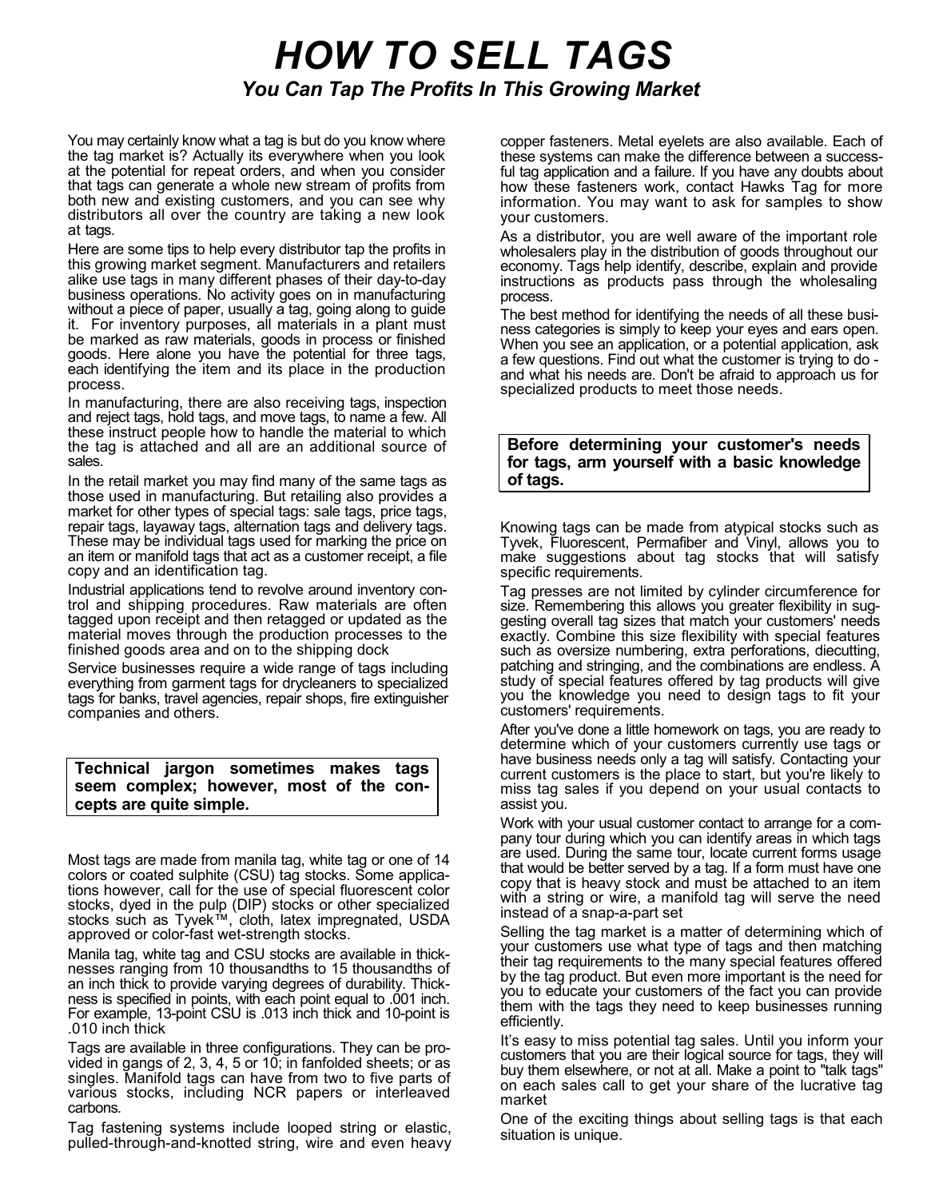# HOW TO SELL TAGS

## *You Can Tap The Profits In This Growing Market*

You may certainly know what a tag is but do you know where the tag market is? Actually its everywhere when you look at the potential for repeat orders, and when you consider that tags can generate a whole new stream of profits from both new and existing customers, and you can see why distributors all over the country are taking a new look at tags.

Here are some tips to help every distributor tap the profits in this growing market segment. Manufacturers and retailers alike use tags in many different phases of their day-to-day business operations. No activity goes on in manufacturing without a piece of paper, usually a tag, going along to guide it. For inventory purposes, all materials in a plant must be marked as raw materials, goods in process or finished goods. Here alone you have the potential for three tags, each identifying the item and its place in the production process.

In manufacturing, there are also receiving tags, inspection and reject tags, hold tags, and move tags, to name a few. All these instruct people how to handle the material to which the tag is attached and all are an additional source of sales.

In the retail market you may find many of the same tags as those used in manufacturing. But retailing also provides a market for other types of special tags: sale tags, price tags, repair tags, layaway tags, alternation tags and delivery tags. These may be individual tags used for marking the price on an item or manifold tags that act as a customer receipt, a file copy and an identification tag.

Industrial applications tend to revolve around inventory control and shipping procedures. Raw materials are often tagged upon receipt and then retagged or updated as the material moves through the production processes to the finished goods area and on to the shipping dock

Service businesses require a wide range of tags including everything from garment tags for drycleaners to specialized tags for banks, travel agencies, repair shops, fire extinguisher companies and others.

**Technical jargon sometimes makes tags seem complex; however, most of the concepts are quite simple.**

Most tags are made from manila tag, white tag or one of 14 colors or coated sulphite (CSU) tag stocks. Some applications however, call for the use of special fluorescent color stocks, dyed in the pulp (DIP) stocks or other specialized stocks such as Tyvek™, cloth, latex impregnated, USDA approved or color-fast wet-strength stocks.

Manila tag, white tag and CSU stocks are available in thicknesses ranging from 10 thousandths to 15 thousandths of an inch thick to provide varying degrees of durability. Thickness is specified in points, with each point equal to .001 inch. For example, 13-point CSU is .013 inch thick and 10-point is .010 inch thick

Tags are available in three configurations. They can be provided in gangs of 2, 3, 4, 5 or 10; in fanfolded sheets; or as singles. Manifold tags can have from two to five parts of various stocks, including NCR papers or interleaved carbons.

Tag fastening systems include looped string or elastic, pulled-through-and-knotted string, wire and even heavy copper fasteners. Metal eyelets are also available. Each of these systems can make the difference between a successful tag application and a failure. If you have any doubts about how these fasteners work, contact Hawks Tag for more information. You may want to ask for samples to show your customers.

As a distributor, you are well aware of the important role wholesalers play in the distribution of goods throughout our economy. Tags help identify, describe, explain and provide instructions as products pass through the wholesaling process.

The best method for identifying the needs of all these business categories is simply to keep your eyes and ears open. When you see an application, or a potential application, ask a few questions. Find out what the customer is trying to do - and what his needs are. Don't be afraid to approach us for specialized products to meet those needs.

**Before determining your customer's needs for tags, arm yourself with a basic knowledge of tags.**

Knowing tags can be made from atypical stocks such as Tyvek, Fluorescent, Permafiber and Vinyl, allows you to make suggestions about tag stocks that will satisfy specific requirements.

Tag presses are not limited by cylinder circumference for size. Remembering this allows you greater flexibility in suggesting overall tag sizes that match your customers' needs exactly. Combine this size flexibility with special features such as oversize numbering, extra perforations, diecutting, patching and stringing, and the combinations are endless. A study of special features offered by tag products will give you the knowledge you need to design tags to fit your customers' requirements.

After you've done a little homework on tags, you are ready to determine which of your customers currently use tags or have business needs only a tag will satisfy. Contacting your current customers is the place to start, but you're likely to miss tag sales if you depend on your usual contacts to assist you.

Work with your usual customer contact to arrange for a company tour during which you can identify areas in which tags are used. During the same tour, locate current forms usage that would be better served by a tag. If a form must have one copy that is heavy stock and must be attached to an item with a string or wire, a manifold tag will serve the need instead of a snap-a-part set

Selling the tag market is a matter of determining which of your customers use what type of tags and then matching their tag requirements to the many special features offered by the tag product. But even more important is the need for you to educate your customers of the fact you can provide them with the tags they need to keep businesses running efficiently.

It's easy to miss potential tag sales. Until you inform your customers that you are their logical source for tags, they will buy them elsewhere, or not at all. Make a point to "talk tags" on each sales call to get your share of the lucrative tag market

One of the exciting things about selling tags is that each situation is unique.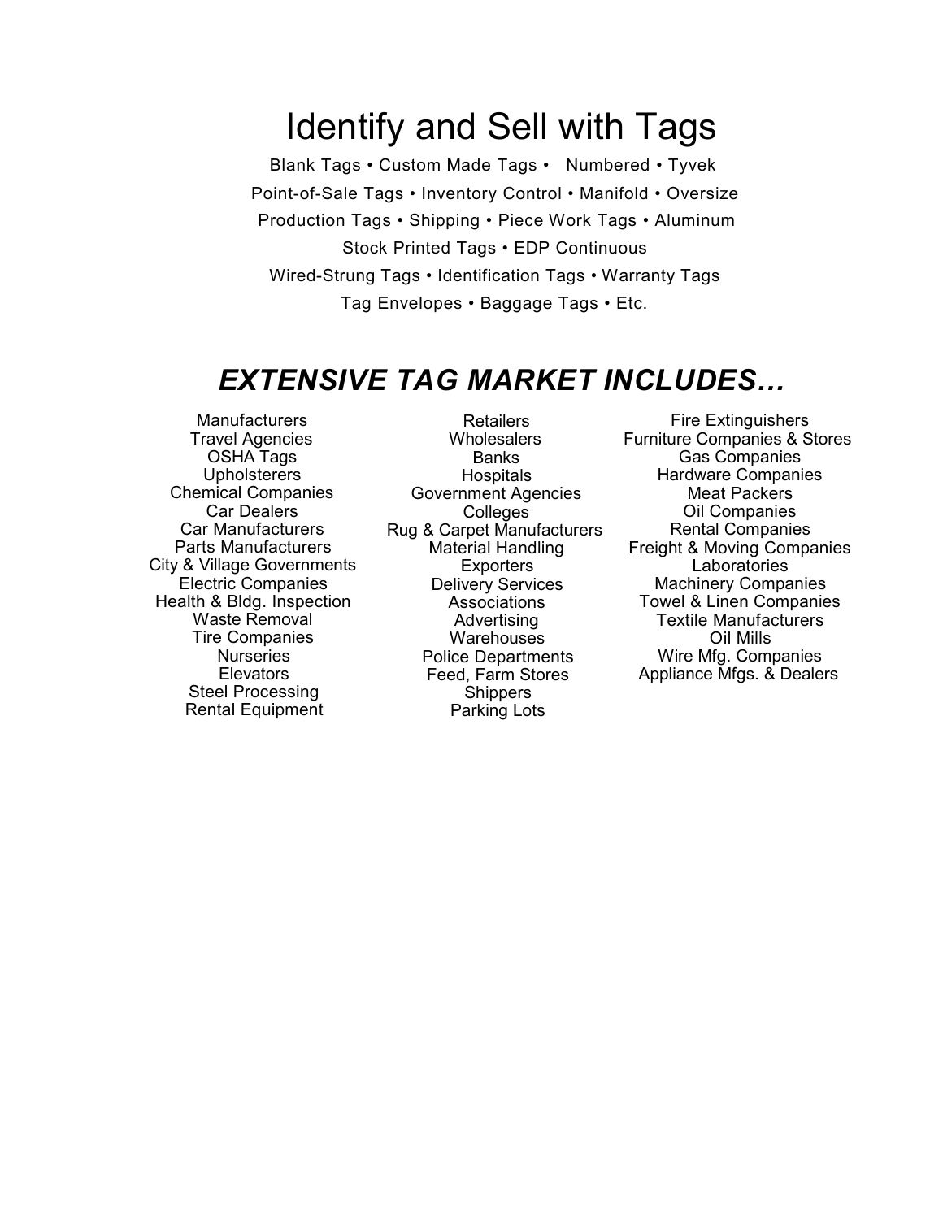# Identify and Sell with Tags

Blank Tags • Custom Made Tags • Numbered • Tyvek

Point-of-Sale Tags • Inventory Control • Manifold • Oversize

Production Tags • Shipping • Piece Work Tags • Aluminum

Stock Printed Tags • EDP Continuous

Wired-Strung Tags • Identification Tags • Warranty Tags

Tag Envelopes • Baggage Tags • Etc.

## *EXTENSIVE TAG MARKET INCLUDES…*

Manufacturers
Travel Agencies
OSHA Tags
Upholsterers
Chemical Companies
Car Dealers
Car Manufacturers
Parts Manufacturers
City & Village Governments
Electric Companies
Health & Bldg. Inspection
Waste Removal
Tire Companies
Nurseries
Elevators
Steel Processing
Rental Equipment

Retailers
Wholesalers
Banks
Hospitals
Government Agencies
Colleges
Rug & Carpet Manufacturers
Material Handling
Exporters
Delivery Services
Associations
Advertising
Warehouses
Police Departments
Feed, Farm Stores
Shippers
Parking Lots

Fire Extinguishers
Furniture Companies & Stores
Gas Companies
Hardware Companies
Meat Packers
Oil Companies
Rental Companies
Freight & Moving Companies
Laboratories
Machinery Companies
Towel & Linen Companies
Textile Manufacturers
Oil Mills
Wire Mfg. Companies
Appliance Mfgs. & Dealers